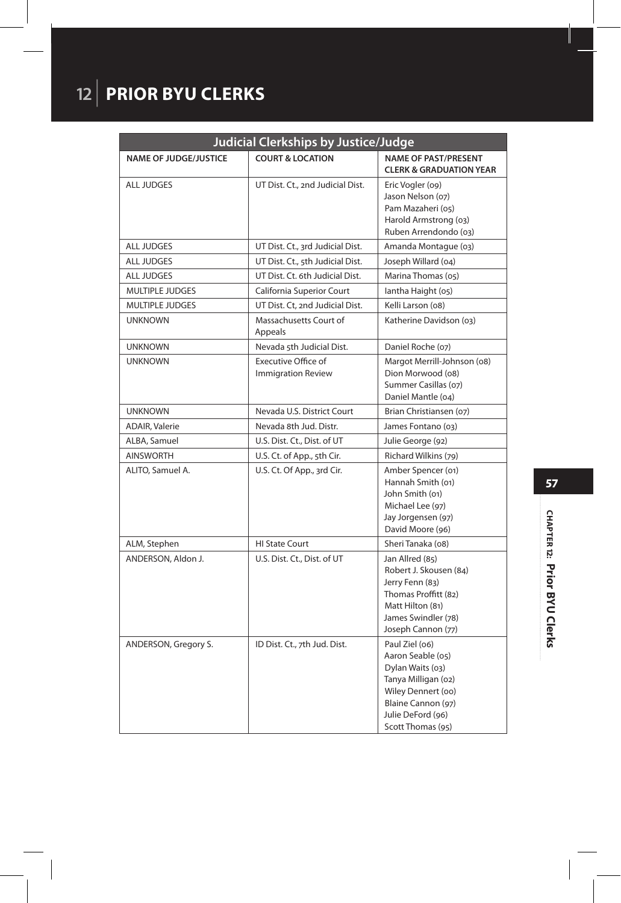# 12 PRIOR BYU CLERKS

| Judicial Clerkships by Justice/Judge | | |
|---|---|---|
| **NAME OF JUDGE/JUSTICE** | **COURT & LOCATION** | **NAME OF PAST/PRESENT CLERK & GRADUATION YEAR** |
| ALL JUDGES | UT Dist. Ct., 2nd Judicial Dist. | Eric Vogler (09)<br>Jason Nelson (07)<br>Pam Mazaheri (05)<br>Harold Armstrong (03)<br>Ruben Arrendondo (03) |
| ALL JUDGES | UT Dist. Ct., 3rd Judicial Dist. | Amanda Montague (03) |
| ALL JUDGES | UT Dist. Ct., 5th Judicial Dist. | Joseph Willard (04) |
| ALL JUDGES | UT Dist. Ct. 6th Judicial Dist. | Marina Thomas (05) |
| MULTIPLE JUDGES | California Superior Court | Iantha Haight (05) |
| MULTIPLE JUDGES | UT Dist. Ct, 2nd Judicial Dist. | Kelli Larson (08) |
| UNKNOWN | Massachusetts Court of Appeals | Katherine Davidson (03) |
| UNKNOWN | Nevada 5th Judicial Dist. | Daniel Roche (07) |
| UNKNOWN | Executive Office of Immigration Review | Margot Merrill-Johnson (08)<br>Dion Morwood (08)<br>Summer Casillas (07)<br>Daniel Mantle (04) |
| UNKNOWN | Nevada U.S. District Court | Brian Christiansen (07) |
| ADAIR, Valerie | Nevada 8th Jud. Distr. | James Fontano (03) |
| ALBA, Samuel | U.S. Dist. Ct., Dist. of UT | Julie George (92) |
| AINSWORTH | U.S. Ct. of App., 5th Cir. | Richard Wilkins (79) |
| ALITO, Samuel A. | U.S. Ct. Of App., 3rd Cir. | Amber Spencer (01)<br>Hannah Smith (01)<br>John Smith (01)<br>Michael Lee (97)<br>Jay Jorgensen (97)<br>David Moore (96) |
| ALM, Stephen | HI State Court | Sheri Tanaka (08) |
| ANDERSON, Aldon J. | U.S. Dist. Ct., Dist. of UT | Jan Allred (85)<br>Robert J. Skousen (84)<br>Jerry Fenn (83)<br>Thomas Proffitt (82)<br>Matt Hilton (81)<br>James Swindler (78)<br>Joseph Cannon (77) |
| ANDERSON, Gregory S. | ID Dist. Ct., 7th Jud. Dist. | Paul Ziel (06)<br>Aaron Seable (05)<br>Dylan Waits (03)<br>Tanya Milligan (02)<br>Wiley Dennert (00)<br>Blaine Cannon (97)<br>Julie DeFord (96)<br>Scott Thomas (95) |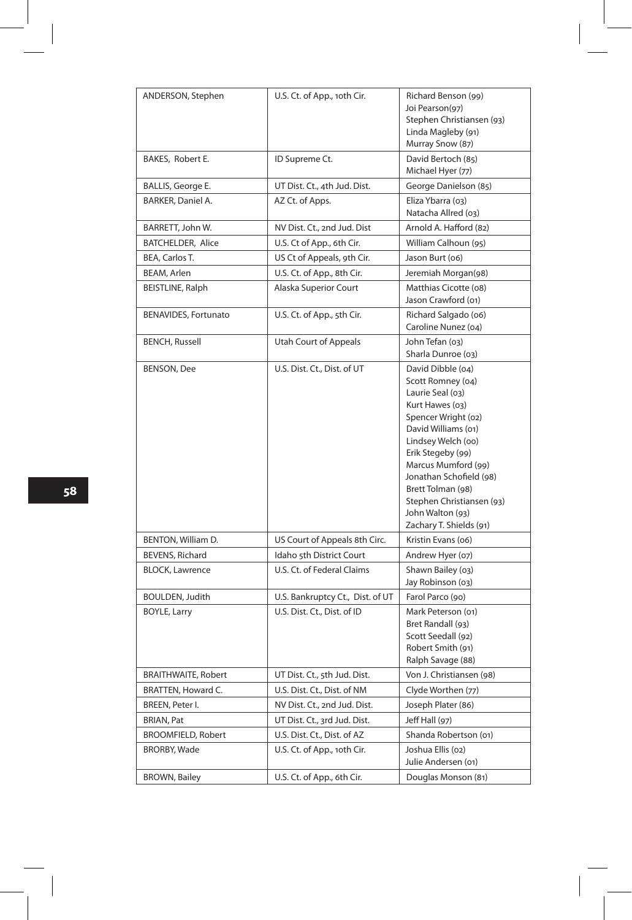| ANDERSON, Stephen | U.S. Ct. of App., 10th Cir. | Richard Benson (99)<br>Joi Pearson(97)<br>Stephen Christiansen (93)<br>Linda Magleby (91)<br>Murray Snow (87) |
|---|---|---|
| BAKES, Robert E. | ID Supreme Ct. | David Bertoch (85)<br>Michael Hyer (77) |
| BALLIS, George E. | UT Dist. Ct., 4th Jud. Dist. | George Danielson (85) |
| BARKER, Daniel A. | AZ Ct. of Apps. | Eliza Ybarra (03)<br>Natacha Allred (03) |
| BARRETT, John W. | NV Dist. Ct., 2nd Jud. Dist | Arnold A. Hafford (82) |
| BATCHELDER, Alice | U.S. Ct of App., 6th Cir. | William Calhoun (95) |
| BEA, Carlos T. | US Ct of Appeals, 9th Cir. | Jason Burt (06) |
| BEAM, Arlen | U.S. Ct. of App., 8th Cir. | Jeremiah Morgan(98) |
| BEISTLINE, Ralph | Alaska Superior Court | Matthias Cicotte (08)<br>Jason Crawford (01) |
| BENAVIDES, Fortunato | U.S. Ct. of App., 5th Cir. | Richard Salgado (06)<br>Caroline Nunez (04) |
| BENCH, Russell | Utah Court of Appeals | John Tefan (03)<br>Sharla Dunroe (03) |
| BENSON, Dee | U.S. Dist. Ct., Dist. of UT | David Dibble (04)<br>Scott Romney (04)<br>Laurie Seal (03)<br>Kurt Hawes (03)<br>Spencer Wright (02)<br>David Williams (01)<br>Lindsey Welch (00)<br>Erik Stegeby (99)<br>Marcus Mumford (99)<br>Jonathan Schofield (98)<br>Brett Tolman (98)<br>Stephen Christiansen (93)<br>John Walton (93)<br>Zachary T. Shields (91) |
| BENTON, William D. | US Court of Appeals 8th Circ. | Kristin Evans (06) |
| BEVENS, Richard | Idaho 5th District Court | Andrew Hyer (07) |
| BLOCK, Lawrence | U.S. Ct. of Federal Claims | Shawn Bailey (03)<br>Jay Robinson (03) |
| BOULDEN, Judith | U.S. Bankruptcy Ct., Dist. of UT | Farol Parco (90) |
| BOYLE, Larry | U.S. Dist. Ct., Dist. of ID | Mark Peterson (01)<br>Bret Randall (93)<br>Scott Seedall (92)<br>Robert Smith (91)<br>Ralph Savage (88) |
| BRAITHWAITE, Robert | UT Dist. Ct., 5th Jud. Dist. | Von J. Christiansen (98) |
| BRATTEN, Howard C. | U.S. Dist. Ct., Dist. of NM | Clyde Worthen (77) |
| BREEN, Peter I. | NV Dist. Ct., 2nd Jud. Dist. | Joseph Plater (86) |
| BRIAN, Pat | UT Dist. Ct., 3rd Jud. Dist. | Jeff Hall (97) |
| BROOMFIELD, Robert | U.S. Dist. Ct., Dist. of AZ | Shanda Robertson (01) |
| BRORBY, Wade | U.S. Ct. of App., 10th Cir. | Joshua Ellis (02)<br>Julie Andersen (01) |
| BROWN, Bailey | U.S. Ct. of App., 6th Cir. | Douglas Monson (81) |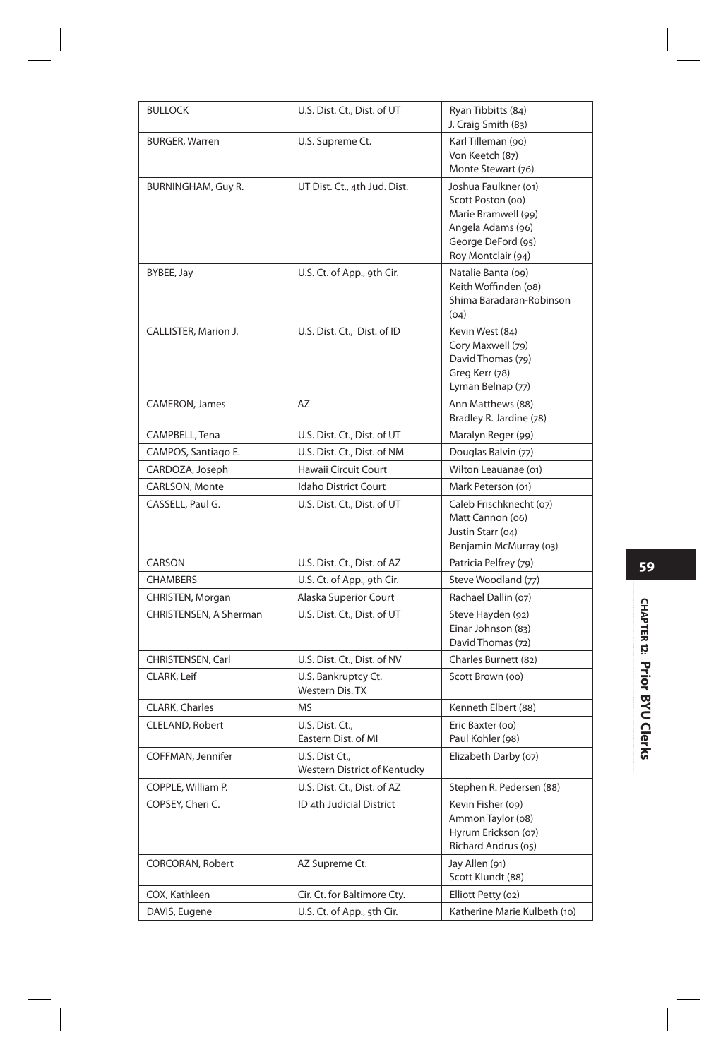| BULLOCK | U.S. Dist. Ct., Dist. of UT | Ryan Tibbitts (84)<br>J. Craig Smith (83) |
|---|---|---|
| BURGER, Warren | U.S. Supreme Ct. | Karl Tilleman (90)<br>Von Keetch (87)<br>Monte Stewart (76) |
| BURNINGHAM, Guy R. | UT Dist. Ct., 4th Jud. Dist. | Joshua Faulkner (01)<br>Scott Poston (00)<br>Marie Bramwell (99)<br>Angela Adams (96)<br>George DeFord (95)<br>Roy Montclair (94) |
| BYBEE, Jay | U.S. Ct. of App., 9th Cir. | Natalie Banta (09)<br>Keith Woffinden (08)<br>Shima Baradaran-Robinson (04) |
| CALLISTER, Marion J. | U.S. Dist. Ct., Dist. of ID | Kevin West (84)<br>Cory Maxwell (79)<br>David Thomas (79)<br>Greg Kerr (78)<br>Lyman Belnap (77) |
| CAMERON, James | AZ | Ann Matthews (88)<br>Bradley R. Jardine (78) |
| CAMPBELL, Tena | U.S. Dist. Ct., Dist. of UT | Maralyn Reger (99) |
| CAMPOS, Santiago E. | U.S. Dist. Ct., Dist. of NM | Douglas Balvin (77) |
| CARDOZA, Joseph | Hawaii Circuit Court | Wilton Leauanae (01) |
| CARLSON, Monte | Idaho District Court | Mark Peterson (01) |
| CASSELL, Paul G. | U.S. Dist. Ct., Dist. of UT | Caleb Frischknecht (07)<br>Matt Cannon (06)<br>Justin Starr (04)<br>Benjamin McMurray (03) |
| CARSON | U.S. Dist. Ct., Dist. of AZ | Patricia Pelfrey (79) |
| CHAMBERS | U.S. Ct. of App., 9th Cir. | Steve Woodland (77) |
| CHRISTEN, Morgan | Alaska Superior Court | Rachael Dallin (07) |
| CHRISTENSEN, A Sherman | U.S. Dist. Ct., Dist. of UT | Steve Hayden (92)<br>Einar Johnson (83)<br>David Thomas (72) |
| CHRISTENSEN, Carl | U.S. Dist. Ct., Dist. of NV | Charles Burnett (82) |
| CLARK, Leif | U.S. Bankruptcy Ct. Western Dis. TX | Scott Brown (00) |
| CLARK, Charles | MS | Kenneth Elbert (88) |
| CLELAND, Robert | U.S. Dist. Ct., Eastern Dist. of MI | Eric Baxter (00)<br>Paul Kohler (98) |
| COFFMAN, Jennifer | U.S. Dist Ct., Western District of Kentucky | Elizabeth Darby (07) |
| COPPLE, William P. | U.S. Dist. Ct., Dist. of AZ | Stephen R. Pedersen (88) |
| COPSEY, Cheri C. | ID 4th Judicial District | Kevin Fisher (09)<br>Ammon Taylor (08)<br>Hyrum Erickson (07)<br>Richard Andrus (05) |
| CORCORAN, Robert | AZ Supreme Ct. | Jay Allen (91)<br>Scott Klundt (88) |
| COX, Kathleen | Cir. Ct. for Baltimore Cty. | Elliott Petty (02) |
| DAVIS, Eugene | U.S. Ct. of App., 5th Cir. | Katherine Marie Kulbeth (10) |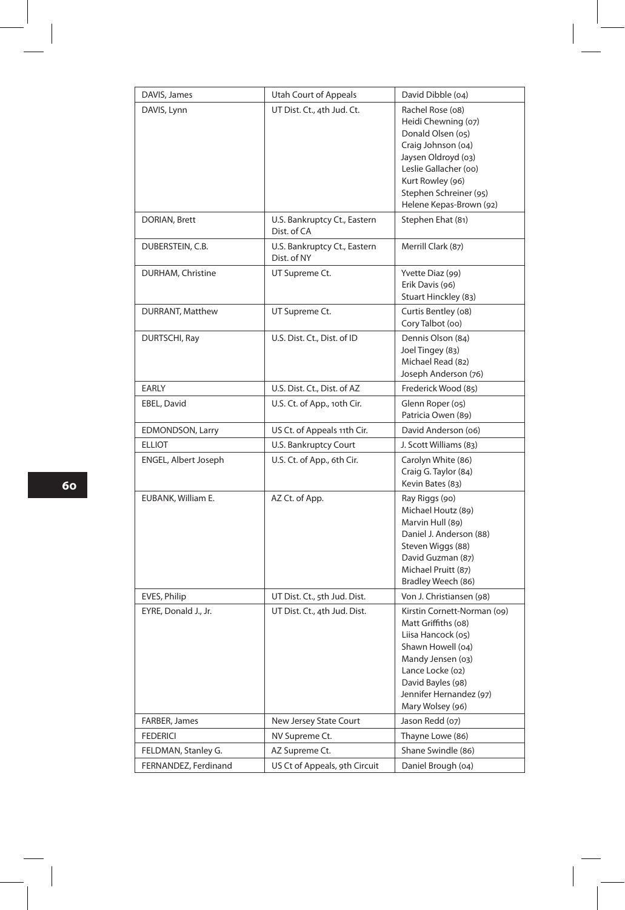| DAVIS, James | Utah Court of Appeals | David Dibble (04) |
|---|---|---|
| DAVIS, Lynn | UT Dist. Ct., 4th Jud. Ct. | Rachel Rose (08)<br>Heidi Chewning (07)<br>Donald Olsen (05)<br>Craig Johnson (04)<br>Jaysen Oldroyd (03)<br>Leslie Gallacher (00)<br>Kurt Rowley (96)<br>Stephen Schreiner (95)<br>Helene Kepas-Brown (92) |
| DORIAN, Brett | U.S. Bankruptcy Ct., Eastern Dist. of CA | Stephen Ehat (81) |
| DUBERSTEIN, C.B. | U.S. Bankruptcy Ct., Eastern Dist. of NY | Merrill Clark (87) |
| DURHAM, Christine | UT Supreme Ct. | Yvette Diaz (99)<br>Erik Davis (96)<br>Stuart Hinckley (83) |
| DURRANT, Matthew | UT Supreme Ct. | Curtis Bentley (08)<br>Cory Talbot (00) |
| DURTSCHI, Ray | U.S. Dist. Ct., Dist. of ID | Dennis Olson (84)<br>Joel Tingey (83)<br>Michael Read (82)<br>Joseph Anderson (76) |
| EARLY | U.S. Dist. Ct., Dist. of AZ | Frederick Wood (85) |
| EBEL, David | U.S. Ct. of App., 10th Cir. | Glenn Roper (05)<br>Patricia Owen (89) |
| EDMONDSON, Larry | US Ct. of Appeals 11th Cir. | David Anderson (06) |
| ELLIOT | U.S. Bankruptcy Court | J. Scott Williams (83) |
| ENGEL, Albert Joseph | U.S. Ct. of App., 6th Cir. | Carolyn White (86)<br>Craig G. Taylor (84)<br>Kevin Bates (83) |
| EUBANK, William E. | AZ Ct. of App. | Ray Riggs (90)<br>Michael Houtz (89)<br>Marvin Hull (89)<br>Daniel J. Anderson (88)<br>Steven Wiggs (88)<br>David Guzman (87)<br>Michael Pruitt (87)<br>Bradley Weech (86) |
| EVES, Philip | UT Dist. Ct., 5th Jud. Dist. | Von J. Christiansen (98) |
| EYRE, Donald J., Jr. | UT Dist. Ct., 4th Jud. Dist. | Kirstin Cornett-Norman (09)<br>Matt Griffiths (08)<br>Liisa Hancock (05)<br>Shawn Howell (04)<br>Mandy Jensen (03)<br>Lance Locke (02)<br>David Bayles (98)<br>Jennifer Hernandez (97)<br>Mary Wolsey (96) |
| FARBER, James | New Jersey State Court | Jason Redd (07) |
| FEDERICI | NV Supreme Ct. | Thayne Lowe (86) |
| FELDMAN, Stanley G. | AZ Supreme Ct. | Shane Swindle (86) |
| FERNANDEZ, Ferdinand | US Ct of Appeals, 9th Circuit | Daniel Brough (04) |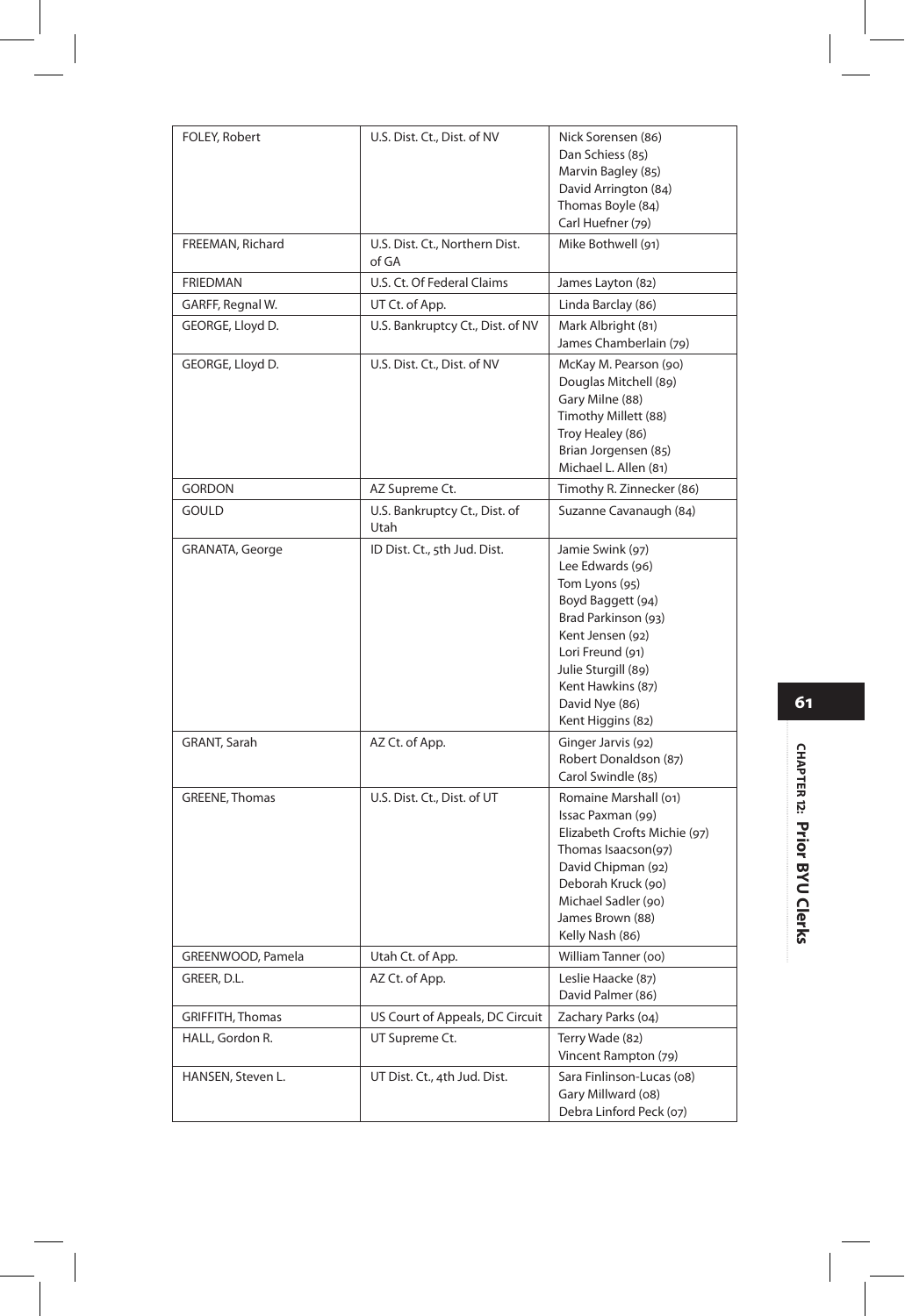| | | |
|---|---|---|
| FOLEY, Robert | U.S. Dist. Ct., Dist. of NV | Nick Sorensen (86)<br>Dan Schiess (85)<br>Marvin Bagley (85)<br>David Arrington (84)<br>Thomas Boyle (84)<br>Carl Huefner (79) |
| FREEMAN, Richard | U.S. Dist. Ct., Northern Dist. of GA | Mike Bothwell (91) |
| FRIEDMAN | U.S. Ct. Of Federal Claims | James Layton (82) |
| GARFF, Regnal W. | UT Ct. of App. | Linda Barclay (86) |
| GEORGE, Lloyd D. | U.S. Bankruptcy Ct., Dist. of NV | Mark Albright (81)<br>James Chamberlain (79) |
| GEORGE, Lloyd D. | U.S. Dist. Ct., Dist. of NV | McKay M. Pearson (90)<br>Douglas Mitchell (89)<br>Gary Milne (88)<br>Timothy Millett (88)<br>Troy Healey (86)<br>Brian Jorgensen (85)<br>Michael L. Allen (81) |
| GORDON | AZ Supreme Ct. | Timothy R. Zinnecker (86) |
| GOULD | U.S. Bankruptcy Ct., Dist. of Utah | Suzanne Cavanaugh (84) |
| GRANATA, George | ID Dist. Ct., 5th Jud. Dist. | Jamie Swink (97)<br>Lee Edwards (96)<br>Tom Lyons (95)<br>Boyd Baggett (94)<br>Brad Parkinson (93)<br>Kent Jensen (92)<br>Lori Freund (91)<br>Julie Sturgill (89)<br>Kent Hawkins (87)<br>David Nye (86)<br>Kent Higgins (82) |
| GRANT, Sarah | AZ Ct. of App. | Ginger Jarvis (92)<br>Robert Donaldson (87)<br>Carol Swindle (85) |
| GREENE, Thomas | U.S. Dist. Ct., Dist. of UT | Romaine Marshall (01)<br>Issac Paxman (99)<br>Elizabeth Crofts Michie (97)<br>Thomas Isaacson(97)<br>David Chipman (92)<br>Deborah Kruck (90)<br>Michael Sadler (90)<br>James Brown (88)<br>Kelly Nash (86) |
| GREENWOOD, Pamela | Utah Ct. of App. | William Tanner (00) |
| GREER, D.L. | AZ Ct. of App. | Leslie Haacke (87)<br>David Palmer (86) |
| GRIFFITH, Thomas | US Court of Appeals, DC Circuit | Zachary Parks (04) |
| HALL, Gordon R. | UT Supreme Ct. | Terry Wade (82)<br>Vincent Rampton (79) |
| HANSEN, Steven L. | UT Dist. Ct., 4th Jud. Dist. | Sara Finlinson-Lucas (08)<br>Gary Millward (08)<br>Debra Linford Peck (07) |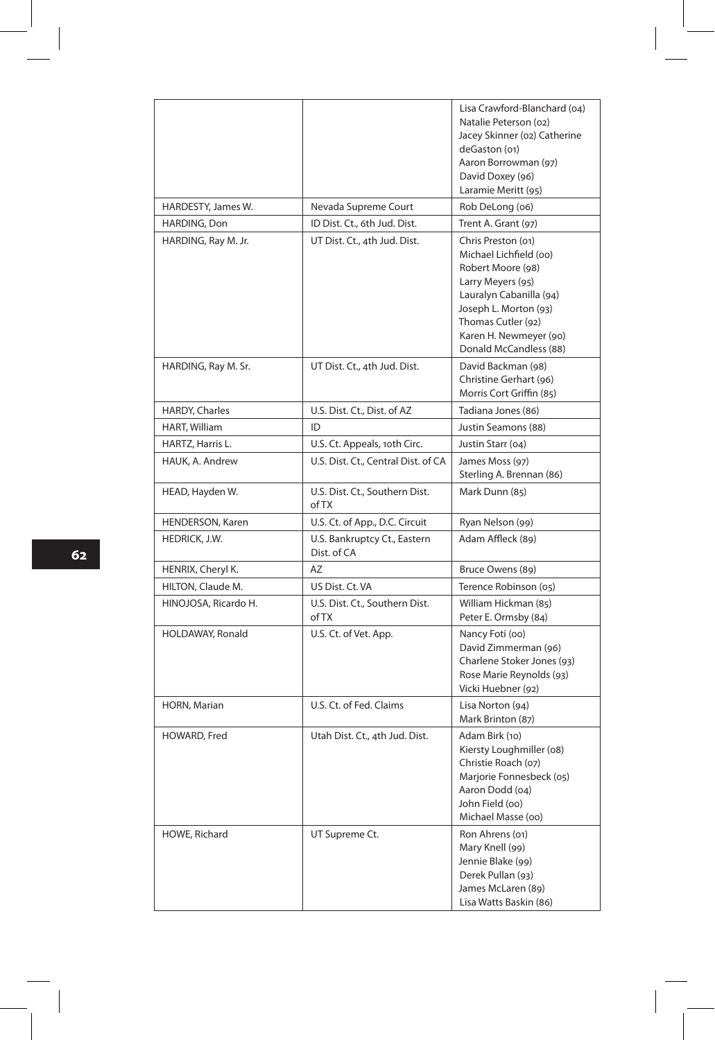| | | |
|---|---|---|
| | | Lisa Crawford-Blanchard (04)<br>Natalie Peterson (02)<br>Jacey Skinner (02) Catherine deGaston (01)<br>Aaron Borrowman (97)<br>David Doxey (96)<br>Laramie Meritt (95) |
| HARDESTY, James W. | Nevada Supreme Court | Rob DeLong (06) |
| HARDING, Don | ID Dist. Ct., 6th Jud. Dist. | Trent A. Grant (97) |
| HARDING, Ray M. Jr. | UT Dist. Ct., 4th Jud. Dist. | Chris Preston (01)<br>Michael Lichfield (00)<br>Robert Moore (98)<br>Larry Meyers (95)<br>Lauralyn Cabanilla (94)<br>Joseph L. Morton (93)<br>Thomas Cutler (92)<br>Karen H. Newmeyer (90)<br>Donald McCandless (88) |
| HARDING, Ray M. Sr. | UT Dist. Ct., 4th Jud. Dist. | David Backman (98)<br>Christine Gerhart (96)<br>Morris Cort Griffin (85) |
| HARDY, Charles | U.S. Dist. Ct., Dist. of AZ | Tadiana Jones (86) |
| HART, William | ID | Justin Seamons (88) |
| HARTZ, Harris L. | U.S. Ct. Appeals, 10th Circ. | Justin Starr (04) |
| HAUK, A. Andrew | U.S. Dist. Ct., Central Dist. of CA | James Moss (97)<br>Sterling A. Brennan (86) |
| HEAD, Hayden W. | U.S. Dist. Ct., Southern Dist. of TX | Mark Dunn (85) |
| HENDERSON, Karen | U.S. Ct. of App., D.C. Circuit | Ryan Nelson (99) |
| HEDRICK, J.W. | U.S. Bankruptcy Ct., Eastern Dist. of CA | Adam Affleck (89) |
| HENRIX, Cheryl K. | AZ | Bruce Owens (89) |
| HILTON, Claude M. | US Dist. Ct. VA | Terence Robinson (05) |
| HINOJOSA, Ricardo H. | U.S. Dist. Ct., Southern Dist. of TX | William Hickman (85)<br>Peter E. Ormsby (84) |
| HOLDAWAY, Ronald | U.S. Ct. of Vet. App. | Nancy Foti (00)<br>David Zimmerman (96)<br>Charlene Stoker Jones (93)<br>Rose Marie Reynolds (93)<br>Vicki Huebner (92) |
| HORN, Marian | U.S. Ct. of Fed. Claims | Lisa Norton (94)<br>Mark Brinton (87) |
| HOWARD, Fred | Utah Dist. Ct., 4th Jud. Dist. | Adam Birk (10)<br>Kiersty Loughmiller (08)<br>Christie Roach (07)<br>Marjorie Fonnesbeck (05)<br>Aaron Dodd (04)<br>John Field (00)<br>Michael Masse (00) |
| HOWE, Richard | UT Supreme Ct. | Ron Ahrens (01)<br>Mary Knell (99)<br>Jennie Blake (99)<br>Derek Pullan (93)<br>James McLaren (89)<br>Lisa Watts Baskin (86) |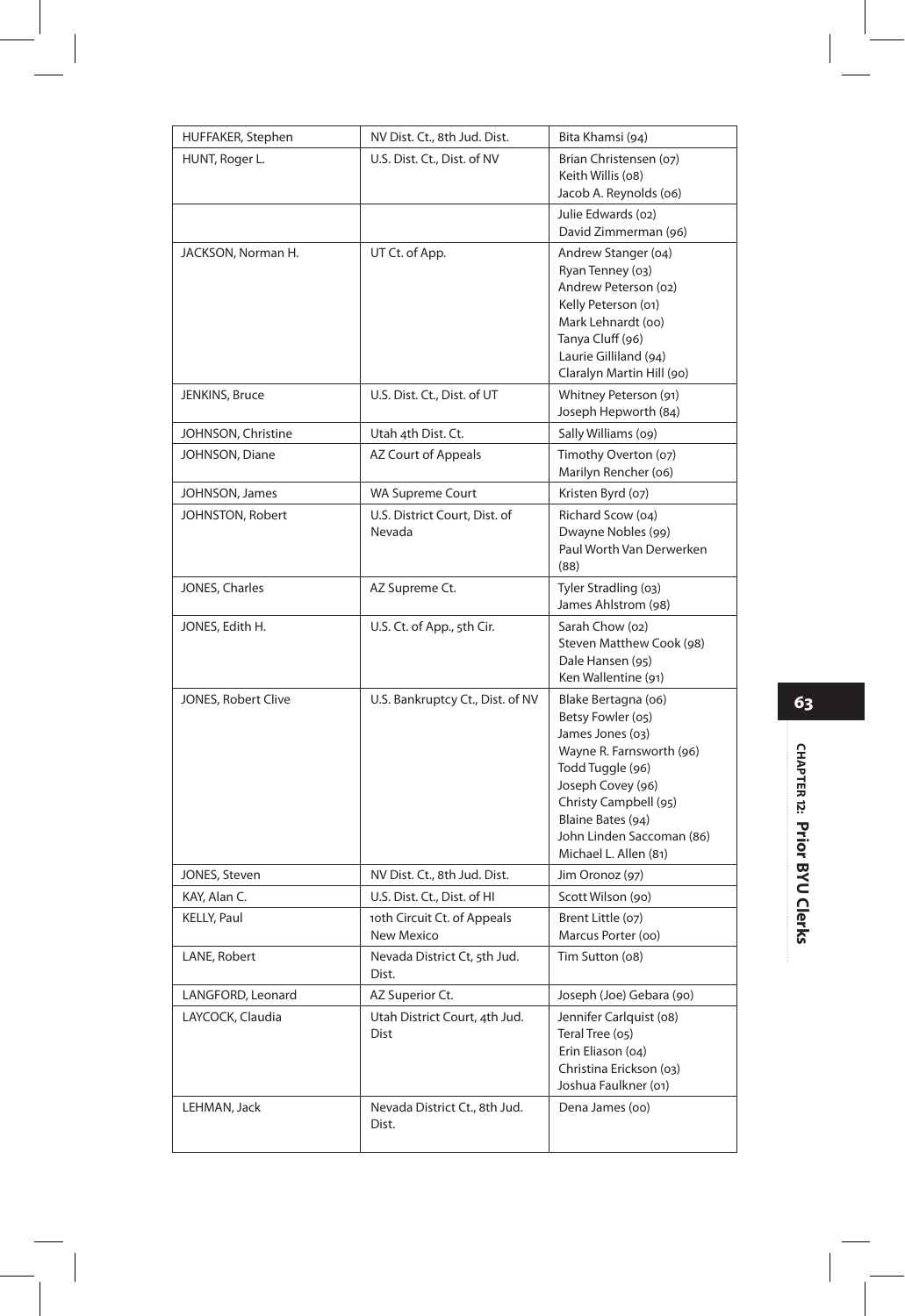| | | |
|---|---|---|
| HUFFAKER, Stephen | NV Dist. Ct., 8th Jud. Dist. | Bita Khamsi (94) |
| HUNT, Roger L. | U.S. Dist. Ct., Dist. of NV | Brian Christensen (07)<br>Keith Willis (08)<br>Jacob A. Reynolds (06) |
| | | Julie Edwards (02)<br>David Zimmerman (96) |
| JACKSON, Norman H. | UT Ct. of App. | Andrew Stanger (04)<br>Ryan Tenney (03)<br>Andrew Peterson (02)<br>Kelly Peterson (01)<br>Mark Lehnardt (00)<br>Tanya Cluff (96)<br>Laurie Gilliland (94)<br>Claralyn Martin Hill (90) |
| JENKINS, Bruce | U.S. Dist. Ct., Dist. of UT | Whitney Peterson (91)<br>Joseph Hepworth (84) |
| JOHNSON, Christine | Utah 4th Dist. Ct. | Sally Williams (09) |
| JOHNSON, Diane | AZ Court of Appeals | Timothy Overton (07)<br>Marilyn Rencher (06) |
| JOHNSON, James | WA Supreme Court | Kristen Byrd (07) |
| JOHNSTON, Robert | U.S. District Court, Dist. of Nevada | Richard Scow (04)<br>Dwayne Nobles (99)<br>Paul Worth Van Derwerken (88) |
| JONES, Charles | AZ Supreme Ct. | Tyler Stradling (03)<br>James Ahlstrom (98) |
| JONES, Edith H. | U.S. Ct. of App., 5th Cir. | Sarah Chow (02)<br>Steven Matthew Cook (98)<br>Dale Hansen (95)<br>Ken Wallentine (91) |
| JONES, Robert Clive | U.S. Bankruptcy Ct., Dist. of NV | Blake Bertagna (06)<br>Betsy Fowler (05)<br>James Jones (03)<br>Wayne R. Farnsworth (96)<br>Todd Tuggle (96)<br>Joseph Covey (96)<br>Christy Campbell (95)<br>Blaine Bates (94)<br>John Linden Saccoman (86)<br>Michael L. Allen (81) |
| JONES, Steven | NV Dist. Ct., 8th Jud. Dist. | Jim Oronoz (97) |
| KAY, Alan C. | U.S. Dist. Ct., Dist. of HI | Scott Wilson (90) |
| KELLY, Paul | 10th Circuit Ct. of Appeals New Mexico | Brent Little (07)<br>Marcus Porter (00) |
| LANE, Robert | Nevada District Ct, 5th Jud. Dist. | Tim Sutton (08) |
| LANGFORD, Leonard | AZ Superior Ct. | Joseph (Joe) Gebara (90) |
| LAYCOCK, Claudia | Utah District Court, 4th Jud. Dist | Jennifer Carlquist (08)<br>Teral Tree (05)<br>Erin Eliason (04)<br>Christina Erickson (03)<br>Joshua Faulkner (01) |
| LEHMAN, Jack | Nevada District Ct., 8th Jud. Dist. | Dena James (00) |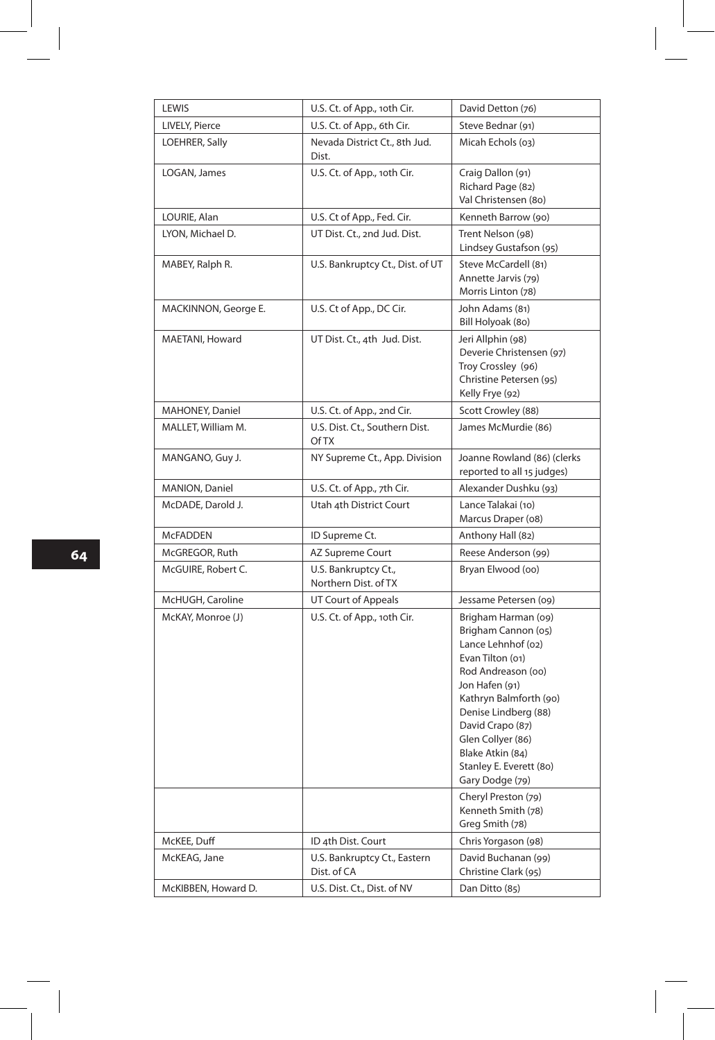| | | |
|---|---|---|
| LEWIS | U.S. Ct. of App., 10th Cir. | David Detton (76) |
| LIVELY, Pierce | U.S. Ct. of App., 6th Cir. | Steve Bednar (91) |
| LOEHRER, Sally | Nevada District Ct., 8th Jud. Dist. | Micah Echols (03) |
| LOGAN, James | U.S. Ct. of App., 10th Cir. | Craig Dallon (91)<br>Richard Page (82)<br>Val Christensen (80) |
| LOURIE, Alan | U.S. Ct of App., Fed. Cir. | Kenneth Barrow (90) |
| LYON, Michael D. | UT Dist. Ct., 2nd Jud. Dist. | Trent Nelson (98)<br>Lindsey Gustafson (95) |
| MABEY, Ralph R. | U.S. Bankruptcy Ct., Dist. of UT | Steve McCardell (81)<br>Annette Jarvis (79)<br>Morris Linton (78) |
| MACKINNON, George E. | U.S. Ct of App., DC Cir. | John Adams (81)<br>Bill Holyoak (80) |
| MAETANI, Howard | UT Dist. Ct., 4th Jud. Dist. | Jeri Allphin (98)<br>Deverie Christensen (97)<br>Troy Crossley (96)<br>Christine Petersen (95)<br>Kelly Frye (92) |
| MAHONEY, Daniel | U.S. Ct. of App., 2nd Cir. | Scott Crowley (88) |
| MALLET, William M. | U.S. Dist. Ct., Southern Dist. Of TX | James McMurdie (86) |
| MANGANO, Guy J. | NY Supreme Ct., App. Division | Joanne Rowland (86) (clerks reported to all 15 judges) |
| MANION, Daniel | U.S. Ct. of App., 7th Cir. | Alexander Dushku (93) |
| McDADE, Darold J. | Utah 4th District Court | Lance Talakai (10)<br>Marcus Draper (08) |
| McFADDEN | ID Supreme Ct. | Anthony Hall (82) |
| McGREGOR, Ruth | AZ Supreme Court | Reese Anderson (99) |
| McGUIRE, Robert C. | U.S. Bankruptcy Ct., Northern Dist. of TX | Bryan Elwood (00) |
| McHUGH, Caroline | UT Court of Appeals | Jessame Petersen (09) |
| McKAY, Monroe (J) | U.S. Ct. of App., 10th Cir. | Brigham Harman (09)<br>Brigham Cannon (05)<br>Lance Lehnhof (02)<br>Evan Tilton (01)<br>Rod Andreason (00)<br>Jon Hafen (91)<br>Kathryn Balmforth (90)<br>Denise Lindberg (88)<br>David Crapo (87)<br>Glen Collyer (86)<br>Blake Atkin (84)<br>Stanley E. Everett (80)<br>Gary Dodge (79) |
| | | Cheryl Preston (79)<br>Kenneth Smith (78)<br>Greg Smith (78) |
| McKEE, Duff | ID 4th Dist. Court | Chris Yorgason (98) |
| McKEAG, Jane | U.S. Bankruptcy Ct., Eastern Dist. of CA | David Buchanan (99)<br>Christine Clark (95) |
| McKIBBEN, Howard D. | U.S. Dist. Ct., Dist. of NV | Dan Ditto (85) |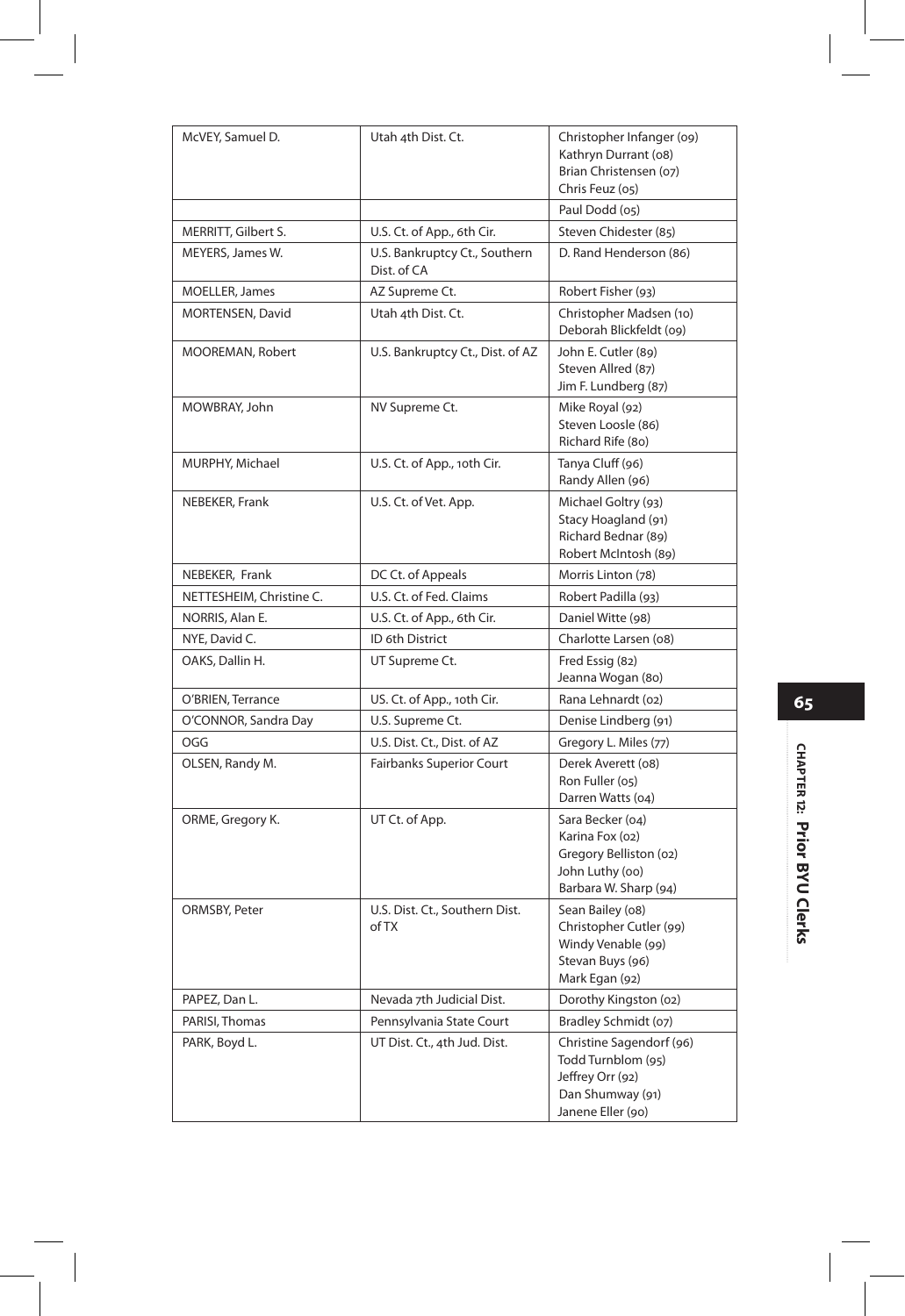| McVEY, Samuel D. | Utah 4th Dist. Ct. | Christopher Infanger (09)<br>Kathryn Durrant (08)<br>Brian Christensen (07)<br>Chris Feuz (05) |
|---|---|---|
| | | Paul Dodd (05) |
| MERRITT, Gilbert S. | U.S. Ct. of App., 6th Cir. | Steven Chidester (85) |
| MEYERS, James W. | U.S. Bankruptcy Ct., Southern Dist. of CA | D. Rand Henderson (86) |
| MOELLER, James | AZ Supreme Ct. | Robert Fisher (93) |
| MORTENSEN, David | Utah 4th Dist. Ct. | Christopher Madsen (10)<br>Deborah Blickfeldt (09) |
| MOOREMAN, Robert | U.S. Bankruptcy Ct., Dist. of AZ | John E. Cutler (89)<br>Steven Allred (87)<br>Jim F. Lundberg (87) |
| MOWBRAY, John | NV Supreme Ct. | Mike Royal (92)<br>Steven Loosle (86)<br>Richard Rife (80) |
| MURPHY, Michael | U.S. Ct. of App., 10th Cir. | Tanya Cluff (96)<br>Randy Allen (96) |
| NEBEKER, Frank | U.S. Ct. of Vet. App. | Michael Goltry (93)<br>Stacy Hoagland (91)<br>Richard Bednar (89)<br>Robert McIntosh (89) |
| NEBEKER, Frank | DC Ct. of Appeals | Morris Linton (78) |
| NETTESHEIM, Christine C. | U.S. Ct. of Fed. Claims | Robert Padilla (93) |
| NORRIS, Alan E. | U.S. Ct. of App., 6th Cir. | Daniel Witte (98) |
| NYE, David C. | ID 6th District | Charlotte Larsen (08) |
| OAKS, Dallin H. | UT Supreme Ct. | Fred Essig (82)<br>Jeanna Wogan (80) |
| O'BRIEN, Terrance | US. Ct. of App., 10th Cir. | Rana Lehnardt (02) |
| O'CONNOR, Sandra Day | U.S. Supreme Ct. | Denise Lindberg (91) |
| OGG | U.S. Dist. Ct., Dist. of AZ | Gregory L. Miles (77) |
| OLSEN, Randy M. | Fairbanks Superior Court | Derek Averett (08)<br>Ron Fuller (05)<br>Darren Watts (04) |
| ORME, Gregory K. | UT Ct. of App. | Sara Becker (04)<br>Karina Fox (02)<br>Gregory Belliston (02)<br>John Luthy (00)<br>Barbara W. Sharp (94) |
| ORMSBY, Peter | U.S. Dist. Ct., Southern Dist. of TX | Sean Bailey (08)<br>Christopher Cutler (99)<br>Windy Venable (99)<br>Stevan Buys (96)<br>Mark Egan (92) |
| PAPEZ, Dan L. | Nevada 7th Judicial Dist. | Dorothy Kingston (02) |
| PARISI, Thomas | Pennsylvania State Court | Bradley Schmidt (07) |
| PARK, Boyd L. | UT Dist. Ct., 4th Jud. Dist. | Christine Sagendorf (96)<br>Todd Turnblom (95)<br>Jeffrey Orr (92)<br>Dan Shumway (91)<br>Janene Eller (90) |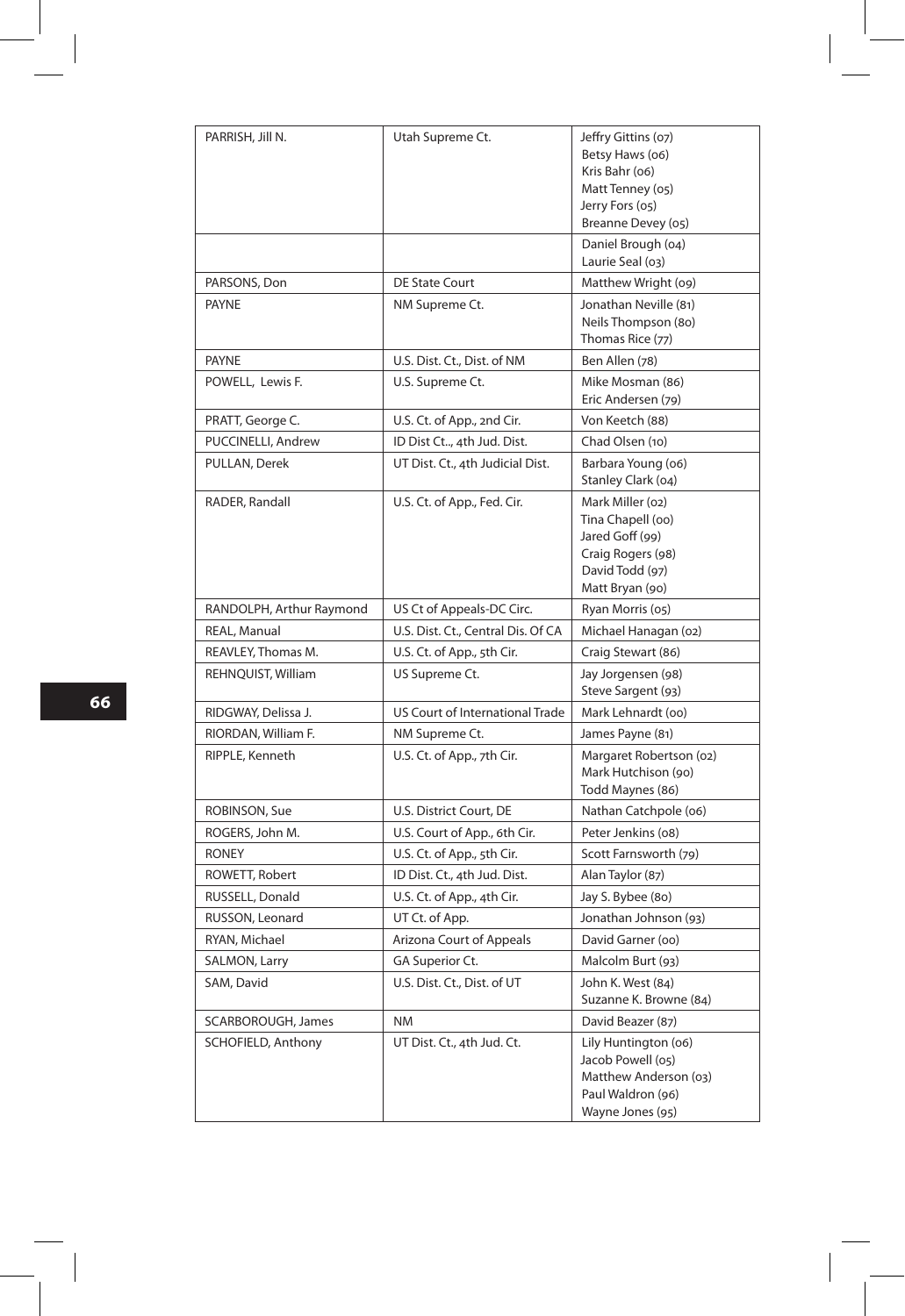| PARRISH, Jill N. | Utah Supreme Ct. | Jeffry Gittins (07)<br>Betsy Haws (06)<br>Kris Bahr (06)<br>Matt Tenney (05)<br>Jerry Fors (05)<br>Breanne Devey (05) |
|---|---|---|
| | | Daniel Brough (04)<br>Laurie Seal (03) |
| PARSONS, Don | DE State Court | Matthew Wright (09) |
| PAYNE | NM Supreme Ct. | Jonathan Neville (81)<br>Neils Thompson (80)<br>Thomas Rice (77) |
| PAYNE | U.S. Dist. Ct., Dist. of NM | Ben Allen (78) |
| POWELL, Lewis F. | U.S. Supreme Ct. | Mike Mosman (86)<br>Eric Andersen (79) |
| PRATT, George C. | U.S. Ct. of App., 2nd Cir. | Von Keetch (88) |
| PUCCINELLI, Andrew | ID Dist Ct.., 4th Jud. Dist. | Chad Olsen (10) |
| PULLAN, Derek | UT Dist. Ct., 4th Judicial Dist. | Barbara Young (06)<br>Stanley Clark (04) |
| RADER, Randall | U.S. Ct. of App., Fed. Cir. | Mark Miller (02)<br>Tina Chapell (00)<br>Jared Goff (99)<br>Craig Rogers (98)<br>David Todd (97)<br>Matt Bryan (90) |
| RANDOLPH, Arthur Raymond | US Ct of Appeals-DC Circ. | Ryan Morris (05) |
| REAL, Manual | U.S. Dist. Ct., Central Dis. Of CA | Michael Hanagan (02) |
| REAVLEY, Thomas M. | U.S. Ct. of App., 5th Cir. | Craig Stewart (86) |
| REHNQUIST, William | US Supreme Ct. | Jay Jorgensen (98)<br>Steve Sargent (93) |
| RIDGWAY, Delissa J. | US Court of International Trade | Mark Lehnardt (00) |
| RIORDAN, William F. | NM Supreme Ct. | James Payne (81) |
| RIPPLE, Kenneth | U.S. Ct. of App., 7th Cir. | Margaret Robertson (02)<br>Mark Hutchison (90)<br>Todd Maynes (86) |
| ROBINSON, Sue | U.S. District Court, DE | Nathan Catchpole (06) |
| ROGERS, John M. | U.S. Court of App., 6th Cir. | Peter Jenkins (08) |
| RONEY | U.S. Ct. of App., 5th Cir. | Scott Farnsworth (79) |
| ROWETT, Robert | ID Dist. Ct., 4th Jud. Dist. | Alan Taylor (87) |
| RUSSELL, Donald | U.S. Ct. of App., 4th Cir. | Jay S. Bybee (80) |
| RUSSON, Leonard | UT Ct. of App. | Jonathan Johnson (93) |
| RYAN, Michael | Arizona Court of Appeals | David Garner (00) |
| SALMON, Larry | GA Superior Ct. | Malcolm Burt (93) |
| SAM, David | U.S. Dist. Ct., Dist. of UT | John K. West (84)<br>Suzanne K. Browne (84) |
| SCARBOROUGH, James | NM | David Beazer (87) |
| SCHOFIELD, Anthony | UT Dist. Ct., 4th Jud. Ct. | Lily Huntington (06)<br>Jacob Powell (05)<br>Matthew Anderson (03)<br>Paul Waldron (96)<br>Wayne Jones (95) |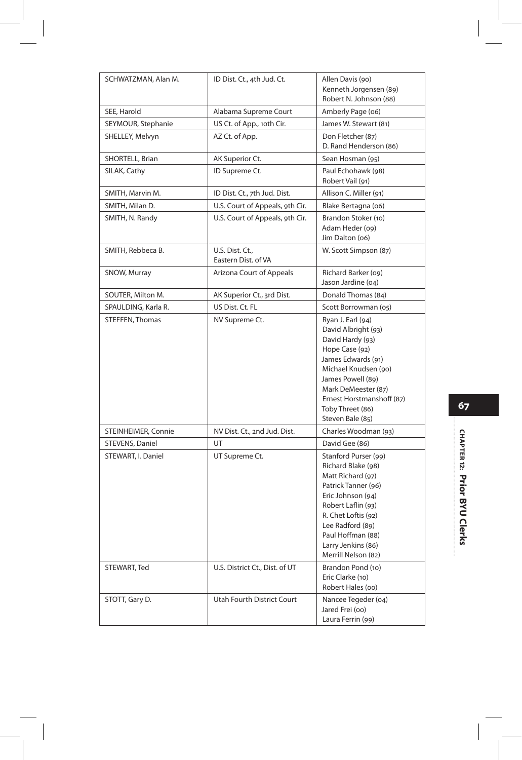| | | |
|---|---|---|
| SCHWATZMAN, Alan M. | ID Dist. Ct., 4th Jud. Ct. | Allen Davis (90)<br>Kenneth Jorgensen (89)<br>Robert N. Johnson (88) |
| SEE, Harold | Alabama Supreme Court | Amberly Page (06) |
| SEYMOUR, Stephanie | US Ct. of App., 10th Cir. | James W. Stewart (81) |
| SHELLEY, Melvyn | AZ Ct. of App. | Don Fletcher (87)<br>D. Rand Henderson (86) |
| SHORTELL, Brian | AK Superior Ct. | Sean Hosman (95) |
| SILAK, Cathy | ID Supreme Ct. | Paul Echohawk (98)<br>Robert Vail (91) |
| SMITH, Marvin M. | ID Dist. Ct., 7th Jud. Dist. | Allison C. Miller (91) |
| SMITH, Milan D. | U.S. Court of Appeals, 9th Cir. | Blake Bertagna (06) |
| SMITH, N. Randy | U.S. Court of Appeals, 9th Cir. | Brandon Stoker (10)<br>Adam Heder (09)<br>Jim Dalton (06) |
| SMITH, Rebbeca B. | U.S. Dist. Ct., Eastern Dist. of VA | W. Scott Simpson (87) |
| SNOW, Murray | Arizona Court of Appeals | Richard Barker (09)<br>Jason Jardine (04) |
| SOUTER, Milton M. | AK Superior Ct., 3rd Dist. | Donald Thomas (84) |
| SPAULDING, Karla R. | US Dist. Ct. FL | Scott Borrowman (05) |
| STEFFEN, Thomas | NV Supreme Ct. | Ryan J. Earl (94)<br>David Albright (93)<br>David Hardy (93)<br>Hope Case (92)<br>James Edwards (91)<br>Michael Knudsen (90)<br>James Powell (89)<br>Mark DeMeester (87)<br>Ernest Horstmanshoff (87)<br>Toby Threet (86)<br>Steven Bale (85) |
| STEINHEIMER, Connie | NV Dist. Ct., 2nd Jud. Dist. | Charles Woodman (93) |
| STEVENS, Daniel | UT | David Gee (86) |
| STEWART, I. Daniel | UT Supreme Ct. | Stanford Purser (99)<br>Richard Blake (98)<br>Matt Richard (97)<br>Patrick Tanner (96)<br>Eric Johnson (94)<br>Robert Laflin (93)<br>R. Chet Loftis (92)<br>Lee Radford (89)<br>Paul Hoffman (88)<br>Larry Jenkins (86)<br>Merrill Nelson (82) |
| STEWART, Ted | U.S. District Ct., Dist. of UT | Brandon Pond (10)<br>Eric Clarke (10)<br>Robert Hales (00) |
| STOTT, Gary D. | Utah Fourth District Court | Nancee Tegeder (04)<br>Jared Frei (00)<br>Laura Ferrin (99) |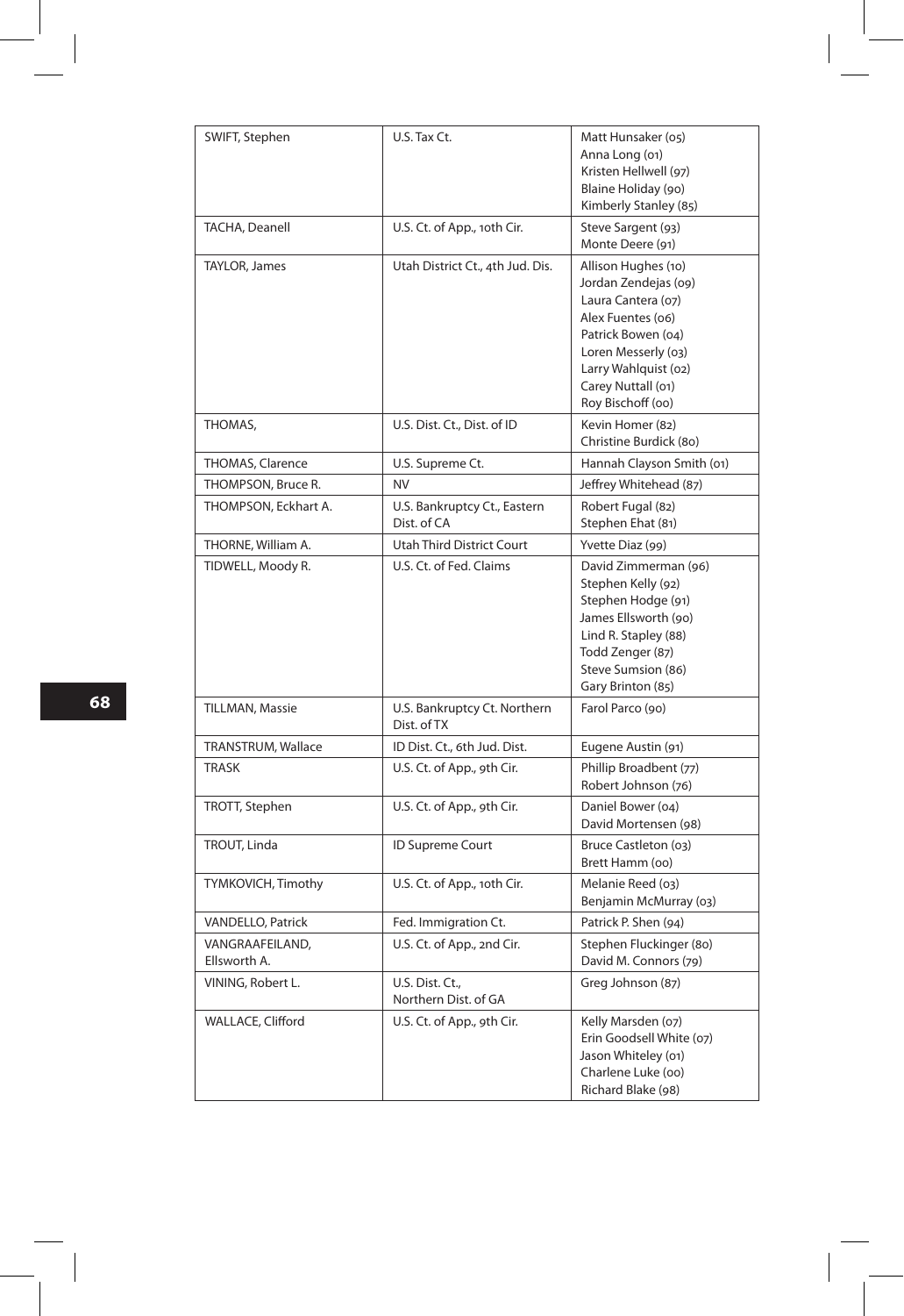| | | |
|---|---|---|
| SWIFT, Stephen | U.S. Tax Ct. | Matt Hunsaker (05)<br>Anna Long (01)<br>Kristen Hellwell (97)<br>Blaine Holiday (90)<br>Kimberly Stanley (85) |
| TACHA, Deanell | U.S. Ct. of App., 10th Cir. | Steve Sargent (93)<br>Monte Deere (91) |
| TAYLOR, James | Utah District Ct., 4th Jud. Dis. | Allison Hughes (10)<br>Jordan Zendejas (09)<br>Laura Cantera (07)<br>Alex Fuentes (06)<br>Patrick Bowen (04)<br>Loren Messerly (03)<br>Larry Wahlquist (02)<br>Carey Nuttall (01)<br>Roy Bischoff (00) |
| THOMAS, | U.S. Dist. Ct., Dist. of ID | Kevin Homer (82)<br>Christine Burdick (80) |
| THOMAS, Clarence | U.S. Supreme Ct. | Hannah Clayson Smith (01) |
| THOMPSON, Bruce R. | NV | Jeffrey Whitehead (87) |
| THOMPSON, Eckhart A. | U.S. Bankruptcy Ct., Eastern Dist. of CA | Robert Fugal (82)<br>Stephen Ehat (81) |
| THORNE, William A. | Utah Third District Court | Yvette Diaz (99) |
| TIDWELL, Moody R. | U.S. Ct. of Fed. Claims | David Zimmerman (96)<br>Stephen Kelly (92)<br>Stephen Hodge (91)<br>James Ellsworth (90)<br>Lind R. Stapley (88)<br>Todd Zenger (87)<br>Steve Sumsion (86)<br>Gary Brinton (85) |
| TILLMAN, Massie | U.S. Bankruptcy Ct. Northern Dist. of TX | Farol Parco (90) |
| TRANSTRUM, Wallace | ID Dist. Ct., 6th Jud. Dist. | Eugene Austin (91) |
| TRASK | U.S. Ct. of App., 9th Cir. | Phillip Broadbent (77)<br>Robert Johnson (76) |
| TROTT, Stephen | U.S. Ct. of App., 9th Cir. | Daniel Bower (04)<br>David Mortensen (98) |
| TROUT, Linda | ID Supreme Court | Bruce Castleton (03)<br>Brett Hamm (00) |
| TYMKOVICH, Timothy | U.S. Ct. of App., 10th Cir. | Melanie Reed (03)<br>Benjamin McMurray (03) |
| VANDELLO, Patrick | Fed. Immigration Ct. | Patrick P. Shen (94) |
| VANGRAAFEILAND, Ellsworth A. | U.S. Ct. of App., 2nd Cir. | Stephen Fluckinger (80)<br>David M. Connors (79) |
| VINING, Robert L. | U.S. Dist. Ct., Northern Dist. of GA | Greg Johnson (87) |
| WALLACE, Clifford | U.S. Ct. of App., 9th Cir. | Kelly Marsden (07)<br>Erin Goodsell White (07)<br>Jason Whiteley (01)<br>Charlene Luke (00)<br>Richard Blake (98) |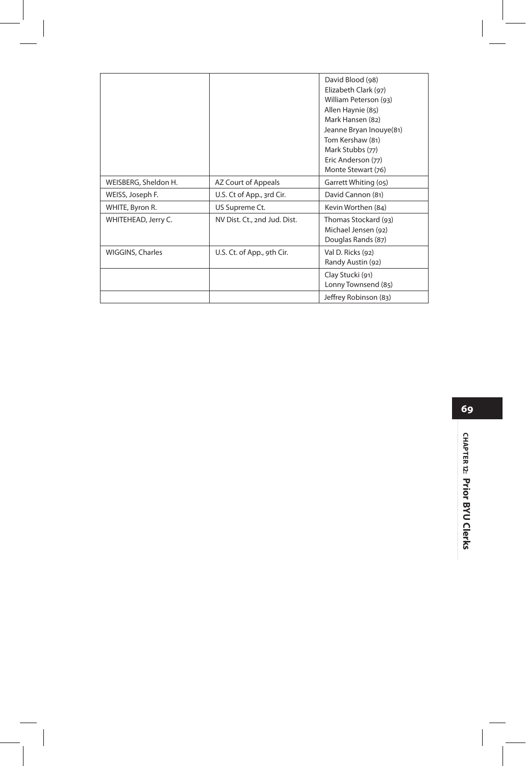| | | |
|---|---|---|
| | | David Blood (98)<br>Elizabeth Clark (97)<br>William Peterson (93)<br>Allen Haynie (85)<br>Mark Hansen (82)<br>Jeanne Bryan Inouye(81)<br>Tom Kershaw (81)<br>Mark Stubbs (77)<br>Eric Anderson (77)<br>Monte Stewart (76) |
| WEISBERG, Sheldon H. | AZ Court of Appeals | Garrett Whiting (05) |
| WEISS, Joseph F. | U.S. Ct of App., 3rd Cir. | David Cannon (81) |
| WHITE, Byron R. | US Supreme Ct. | Kevin Worthen (84) |
| WHITEHEAD, Jerry C. | NV Dist. Ct., 2nd Jud. Dist. | Thomas Stockard (93)<br>Michael Jensen (92)<br>Douglas Rands (87) |
| WIGGINS, Charles | U.S. Ct. of App., 9th Cir. | Val D. Ricks (92)<br>Randy Austin (92) |
| | | Clay Stucki (91)<br>Lonny Townsend (85) |
| | | Jeffrey Robinson (83) |